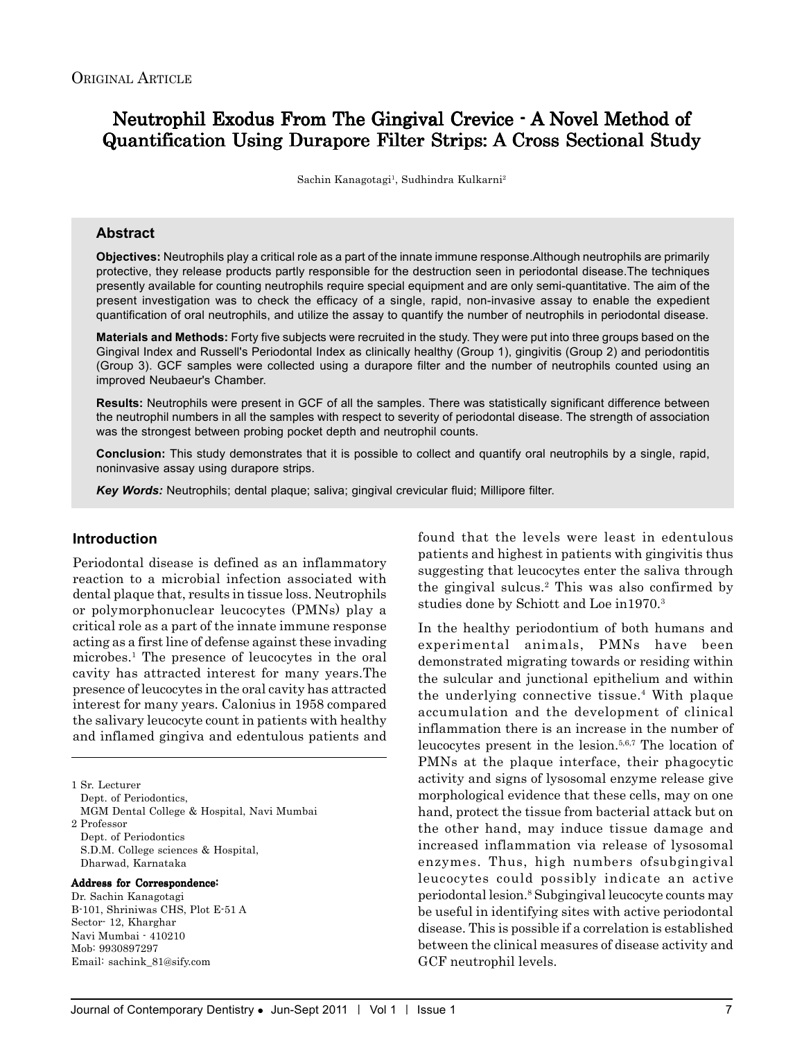Original Article

# Neutrophil Exodus From The Gingival Crevice - A Novel Method of Quantification Using Durapore Filter Strips: A Cross Sectional Study

Sachin Kanagotagi[1], Sudhindra Kulkarni[2]

## Abstract

**Objectives:** Neutrophils play a critical role as a part of the innate immune response.Although neutrophils are primarily protective, they release products partly responsible for the destruction seen in periodontal disease.The techniques presently available for counting neutrophils require special equipment and are only semi-quantitative. The aim of the present investigation was to check the efficacy of a single, rapid, non-invasive assay to enable the expedient quantification of oral neutrophils, and utilize the assay to quantify the number of neutrophils in periodontal disease.

**Materials and Methods:** Forty five subjects were recruited in the study. They were put into three groups based on the Gingival Index and Russell's Periodontal Index as clinically healthy (Group 1), gingivitis (Group 2) and periodontitis (Group 3). GCF samples were collected using a durapore filter and the number of neutrophils counted using an improved Neubaeur's Chamber.

**Results:** Neutrophils were present in GCF of all the samples. There was statistically significant difference between the neutrophil numbers in all the samples with respect to severity of periodontal disease. The strength of association was the strongest between probing pocket depth and neutrophil counts.

**Conclusion:** This study demonstrates that it is possible to collect and quantify oral neutrophils by a single, rapid, noninvasive assay using durapore strips.

***Key Words:*** Neutrophils; dental plaque; saliva; gingival crevicular fluid; Millipore filter.

## Introduction

Periodontal disease is defined as an inflammatory reaction to a microbial infection associated with dental plaque that, results in tissue loss. Neutrophils or polymorphonuclear leucocytes (PMNs) play a critical role as a part of the innate immune response acting as a first line of defense against these invading microbes.[1] The presence of leucocytes in the oral cavity has attracted interest for many years.The presence of leucocytes in the oral cavity has attracted interest for many years. Calonius in 1958 compared the salivary leucocyte count in patients with healthy and inflamed gingiva and edentulous patients and found that the levels were least in edentulous patients and highest in patients with gingivitis thus suggesting that leucocytes enter the saliva through the gingival sulcus.[2] This was also confirmed by studies done by Schiott and Loe in1970.[3]

In the healthy periodontium of both humans and experimental animals, PMNs have been demonstrated migrating towards or residing within the sulcular and junctional epithelium and within the underlying connective tissue.[4] With plaque accumulation and the development of clinical inflammation there is an increase in the number of leucocytes present in the lesion.[5,6,7] The location of PMNs at the plaque interface, their phagocytic activity and signs of lysosomal enzyme release give morphological evidence that these cells, may on one hand, protect the tissue from bacterial attack but on the other hand, may induce tissue damage and increased inflammation via release of lysosomal enzymes. Thus, high numbers ofsubgingival leucocytes could possibly indicate an active periodontal lesion.[8] Subgingival leucocyte counts may be useful in identifying sites with active periodontal disease. This is possible if a correlation is established between the clinical measures of disease activity and GCF neutrophil levels.

---

1 Sr. Lecturer
Dept. of Periodontics,
MGM Dental College & Hospital, Navi Mumbai

2 Professor
Dept. of Periodontics
S.D.M. College sciences & Hospital,
Dharwad, Karnataka

**Address for Correspondence:**
Dr. Sachin Kanagotagi
B-101, Shriniwas CHS, Plot E-51 A
Sector- 12, Kharghar
Navi Mumbai - 410210
Mob: 9930897297
Email: sachink_81@sify.com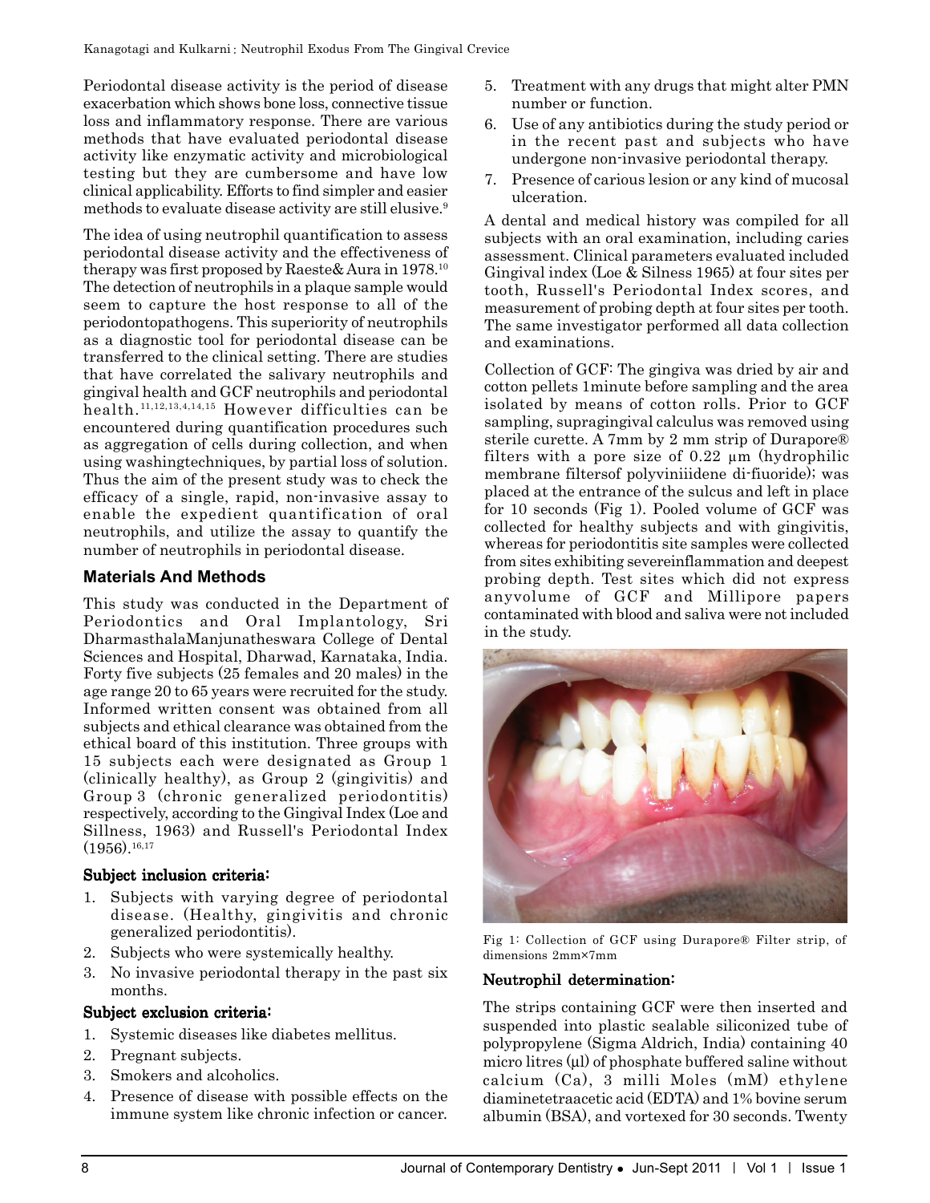Periodontal disease activity is the period of disease exacerbation which shows bone loss, connective tissue loss and inflammatory response. There are various methods that have evaluated periodontal disease activity like enzymatic activity and microbiological testing but they are cumbersome and have low clinical applicability. Efforts to find simpler and easier methods to evaluate disease activity are still elusive.[9]

The idea of using neutrophil quantification to assess periodontal disease activity and the effectiveness of therapy was first proposed by Raeste& Aura in 1978.[10] The detection of neutrophils in a plaque sample would seem to capture the host response to all of the periodontopathogens. This superiority of neutrophils as a diagnostic tool for periodontal disease can be transferred to the clinical setting. There are studies that have correlated the salivary neutrophils and gingival health and GCF neutrophils and periodontal health.[11,12,13,4,14,15] However difficulties can be encountered during quantification procedures such as aggregation of cells during collection, and when using washingtechniques, by partial loss of solution. Thus the aim of the present study was to check the efficacy of a single, rapid, non-invasive assay to enable the expedient quantification of oral neutrophils, and utilize the assay to quantify the number of neutrophils in periodontal disease.

## Materials And Methods

This study was conducted in the Department of Periodontics and Oral Implantology, Sri DharmasthalaManjunatheswara College of Dental Sciences and Hospital, Dharwad, Karnataka, India. Forty five subjects (25 females and 20 males) in the age range 20 to 65 years were recruited for the study. Informed written consent was obtained from all subjects and ethical clearance was obtained from the ethical board of this institution. Three groups with 15 subjects each were designated as Group 1 (clinically healthy), as Group 2 (gingivitis) and Group 3 (chronic generalized periodontitis) respectively, according to the Gingival Index (Loe and Sillness, 1963) and Russell's Periodontal Index (1956).[16,17]

### Subject inclusion criteria:

1. Subjects with varying degree of periodontal disease. (Healthy, gingivitis and chronic generalized periodontitis).
2. Subjects who were systemically healthy.
3. No invasive periodontal therapy in the past six months.

### Subject exclusion criteria:

1. Systemic diseases like diabetes mellitus.
2. Pregnant subjects.
3. Smokers and alcoholics.
4. Presence of disease with possible effects on the immune system like chronic infection or cancer.
5. Treatment with any drugs that might alter PMN number or function.
6. Use of any antibiotics during the study period or in the recent past and subjects who have undergone non-invasive periodontal therapy.
7. Presence of carious lesion or any kind of mucosal ulceration.

A dental and medical history was compiled for all subjects with an oral examination, including caries assessment. Clinical parameters evaluated included Gingival index (Loe & Silness 1965) at four sites per tooth, Russell's Periodontal Index scores, and measurement of probing depth at four sites per tooth. The same investigator performed all data collection and examinations.

Collection of GCF: The gingiva was dried by air and cotton pellets 1minute before sampling and the area isolated by means of cotton rolls. Prior to GCF sampling, supragingival calculus was removed using sterile curette. A 7mm by 2 mm strip of Durapore® filters with a pore size of 0.22 µm (hydrophilic membrane filtersof polyviniiidene di-fiuoride); was placed at the entrance of the sulcus and left in place for 10 seconds (Fig 1). Pooled volume of GCF was collected for healthy subjects and with gingivitis, whereas for periodontitis site samples were collected from sites exhibiting severeinflammation and deepest probing depth. Test sites which did not express anyvolume of GCF and Millipore papers contaminated with blood and saliva were not included in the study.

Fig 1: Collection of GCF using Durapore® Filter strip, of dimensions 2mm×7mm

### Neutrophil determination:

The strips containing GCF were then inserted and suspended into plastic sealable siliconized tube of polypropylene (Sigma Aldrich, India) containing 40 micro litres (µl) of phosphate buffered saline without calcium (Ca), 3 milli Moles (mM) ethylene diaminetetraacetic acid (EDTA) and 1% bovine serum albumin (BSA), and vortexed for 30 seconds. Twenty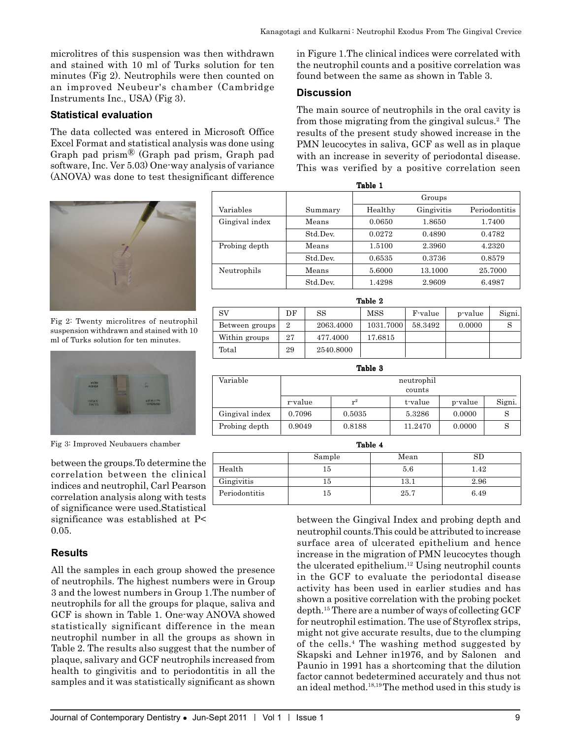microlitres of this suspension was then withdrawn and stained with 10 ml of Turks solution for ten minutes (Fig 2). Neutrophils were then counted on an improved Neubeur's chamber (Cambridge Instruments Inc., USA) (Fig 3).

### Statistical evaluation

The data collected was entered in Microsoft Office Excel Format and statistical analysis was done using Graph pad prism® (Graph pad prism, Graph pad software, Inc. Ver 5.03) One-way analysis of variance (ANOVA) was done to test thesignificant difference between the groups.To determine the correlation between the clinical indices and neutrophil, Carl Pearson correlation analysis along with tests of significance were used.Statistical significance was established at $P< 0.05$.

Fig 2: Twenty microlitres of neutrophil suspension withdrawn and stained with 10 ml of Turks solution for ten minutes.

Fig 3: Improved Neubauers chamber

### Results

All the samples in each group showed the presence of neutrophils. The highest numbers were in Group 3 and the lowest numbers in Group 1.The number of neutrophils for all the groups for plaque, saliva and GCF is shown in Table 1. One-way ANOVA showed statistically significant difference in the mean neutrophil number in all the groups as shown in Table 2. The results also suggest that the number of plaque, salivary and GCF neutrophils increased from health to gingivitis and to periodontitis in all the samples and it was statistically significant as shown in Figure 1.The clinical indices were correlated with the neutrophil counts and a positive correlation was found between the same as shown in Table 3.

**Table 1**

| Variables | Summary | Groups | | |
|---|---|---|---|---|
| | | Healthy | Gingivitis | Periodontitis |
| Gingival index | Means | 0.0650 | 1.8650 | 1.7400 |
| | Std.Dev. | 0.0272 | 0.4890 | 0.4782 |
| Probing depth | Means | 1.5100 | 2.3960 | 4.2320 |
| | Std.Dev. | 0.6535 | 0.3736 | 0.8579 |
| Neutrophils | Means | 5.6000 | 13.1000 | 25.7000 |
| | Std.Dev. | 1.4298 | 2.9609 | 6.4987 |

**Table 2**

| SV | DF | SS | MSS | F-value | p-value | Signi. |
|---|---|---|---|---|---|---|
| Between groups | 2 | 2063.4000 | 1031.7000 | 58.3492 | 0.0000 | S |
| Within groups | 27 | 477.4000 | 17.6815 | | | |
| Total | 29 | 2540.8000 | | | | |

**Table 3**

| Variable | neutrophil counts | | | | |
|---|---|---|---|---|---|
| | r-value | $r^2$ | t-value | p-value | Signi. |
| Gingival index | 0.7096 | 0.5035 | 5.3286 | 0.0000 | S |
| Probing depth | 0.9049 | 0.8188 | 11.2470 | 0.0000 | S |

**Table 4**

| | Sample | Mean | SD |
|---|---|---|---|
| Health | 15 | 5.6 | 1.42 |
| Gingivitis | 15 | 13.1 | 2.96 |
| Periodontitis | 15 | 25.7 | 6.49 |

### Discussion

The main source of neutrophils in the oral cavity is from those migrating from the gingival sulcus.[2] The results of the present study showed increase in the PMN leucocytes in saliva, GCF as well as in plaque with an increase in severity of periodontal disease. This was verified by a positive correlation seen between the Gingival Index and probing depth and neutrophil counts.This could be attributed to increase surface area of ulcerated epithelium and hence increase in the migration of PMN leucocytes though the ulcerated epithelium.[12] Using neutrophil counts in the GCF to evaluate the periodontal disease activity has been used in earlier studies and has shown a positive correlation with the probing pocket depth.[15] There are a number of ways of collecting GCF for neutrophil estimation. The use of Styroflex strips, might not give accurate results, due to the clumping of the cells.[4] The washing method suggested by Skapski and Lehner in1976, and by Salonen and Paunio in 1991 has a shortcoming that the dilution factor cannot bedetermined accurately and thus not an ideal method.[18,19] The method used in this study is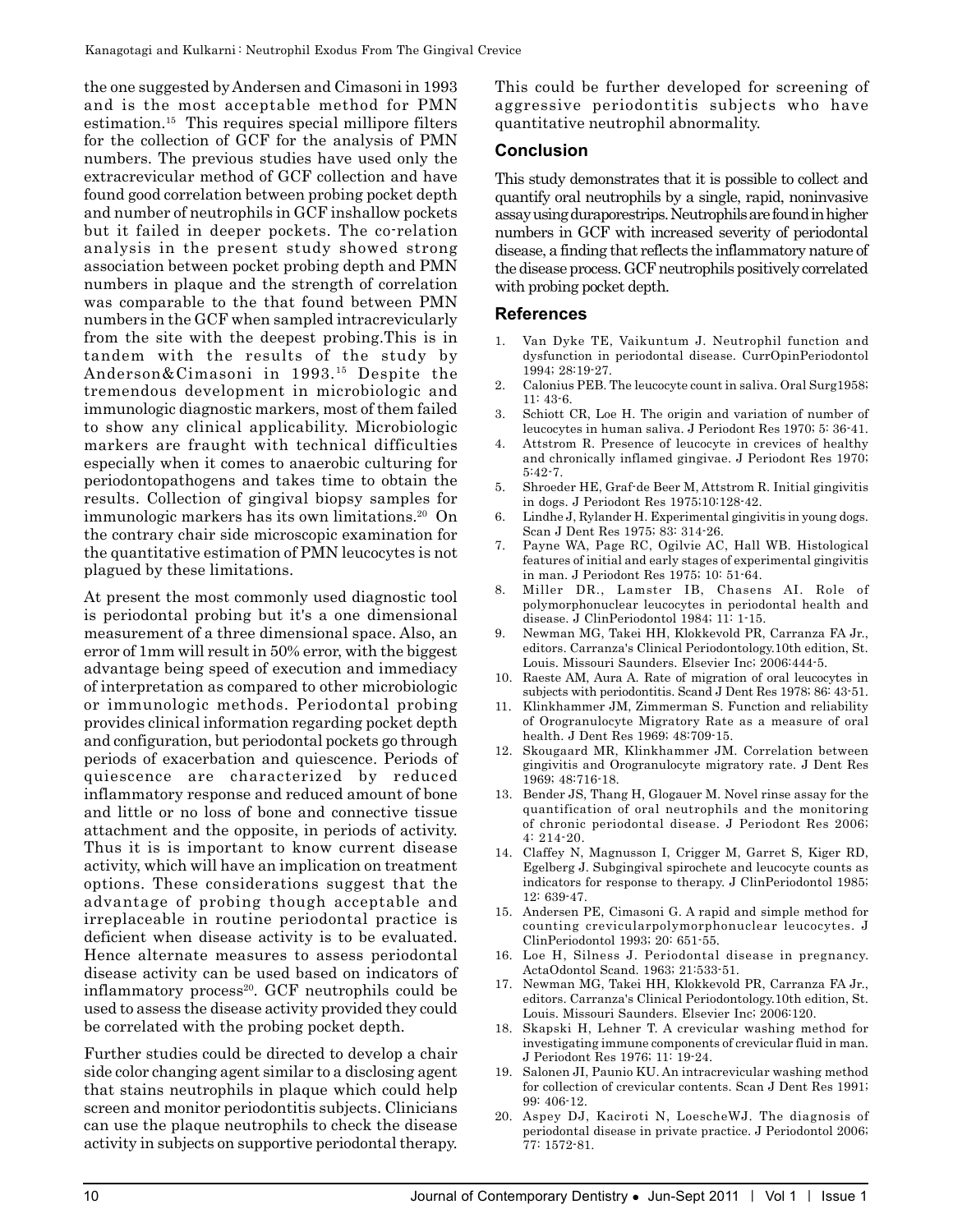the one suggested by Andersen and Cimasoni in 1993 and is the most acceptable method for PMN estimation.[15] This requires special millipore filters for the collection of GCF for the analysis of PMN numbers. The previous studies have used only the extracrevicular method of GCF collection and have found good correlation between probing pocket depth and number of neutrophils in GCF inshallow pockets but it failed in deeper pockets. The co-relation analysis in the present study showed strong association between pocket probing depth and PMN numbers in plaque and the strength of correlation was comparable to the that found between PMN numbers in the GCF when sampled intracrevicularly from the site with the deepest probing.This is in tandem with the results of the study by Anderson&Cimasoni in 1993.[15] Despite the tremendous development in microbiologic and immunologic diagnostic markers, most of them failed to show any clinical applicability. Microbiologic markers are fraught with technical difficulties especially when it comes to anaerobic culturing for periodontopathogens and takes time to obtain the results. Collection of gingival biopsy samples for immunologic markers has its own limitations.[20] On the contrary chair side microscopic examination for the quantitative estimation of PMN leucocytes is not plagued by these limitations.

At present the most commonly used diagnostic tool is periodontal probing but it's a one dimensional measurement of a three dimensional space. Also, an error of 1mm will result in 50% error, with the biggest advantage being speed of execution and immediacy of interpretation as compared to other microbiologic or immunologic methods. Periodontal probing provides clinical information regarding pocket depth and configuration, but periodontal pockets go through periods of exacerbation and quiescence. Periods of quiescence are characterized by reduced inflammatory response and reduced amount of bone and little or no loss of bone and connective tissue attachment and the opposite, in periods of activity. Thus it is is important to know current disease activity, which will have an implication on treatment options. These considerations suggest that the advantage of probing though acceptable and irreplaceable in routine periodontal practice is deficient when disease activity is to be evaluated. Hence alternate measures to assess periodontal disease activity can be used based on indicators of inflammatory process[20]. GCF neutrophils could be used to assess the disease activity provided they could be correlated with the probing pocket depth.

Further studies could be directed to develop a chair side color changing agent similar to a disclosing agent that stains neutrophils in plaque which could help screen and monitor periodontitis subjects. Clinicians can use the plaque neutrophils to check the disease activity in subjects on supportive periodontal therapy. This could be further developed for screening of aggressive periodontitis subjects who have quantitative neutrophil abnormality.

## Conclusion

This study demonstrates that it is possible to collect and quantify oral neutrophils by a single, rapid, noninvasive assay using duraporestrips. Neutrophils are found in higher numbers in GCF with increased severity of periodontal disease, a finding that reflects the inflammatory nature of the disease process. GCF neutrophils positively correlated with probing pocket depth.

## References

1. Van Dyke TE, Vaikuntum J. Neutrophil function and dysfunction in periodontal disease. CurrOpinPeriodontol 1994; 28:19-27.
2. Calonius PEB. The leucocyte count in saliva. Oral Surg1958; 11: 43-6.
3. Schiott CR, Loe H. The origin and variation of number of leucocytes in human saliva. J Periodont Res 1970; 5: 36-41.
4. Attstrom R. Presence of leucocyte in crevices of healthy and chronically inflamed gingivae. J Periodont Res 1970; 5:42-7.
5. Shroeder HE, Graf-de Beer M, Attstrom R. Initial gingivitis in dogs. J Periodont Res 1975;10:128-42.
6. Lindhe J, Rylander H. Experimental gingivitis in young dogs. Scan J Dent Res 1975; 83: 314-26.
7. Payne WA, Page RC, Ogilvie AC, Hall WB. Histological features of initial and early stages of experimental gingivitis in man. J Periodont Res 1975; 10: 51-64.
8. Miller DR., Lamster IB, Chasens AI. Role of polymorphonuclear leucocytes in periodontal health and disease. J ClinPeriodontol 1984; 11: 1-15.
9. Newman MG, Takei HH, Klokkevold PR, Carranza FA Jr., editors. Carranza's Clinical Periodontology.10th edition, St. Louis. Missouri Saunders. Elsevier Inc; 2006:444-5.
10. Raeste AM, Aura A. Rate of migration of oral leucocytes in subjects with periodontitis. Scand J Dent Res 1978; 86: 43-51.
11. Klinkhammer JM, Zimmerman S. Function and reliability of Orogranulocyte Migratory Rate as a measure of oral health. J Dent Res 1969; 48:709-15.
12. Skougaard MR, Klinkhammer JM. Correlation between gingivitis and Orogranulocyte migratory rate. J Dent Res 1969; 48:716-18.
13. Bender JS, Thang H, Glogauer M. Novel rinse assay for the quantification of oral neutrophils and the monitoring of chronic periodontal disease. J Periodont Res 2006; 4: 214-20.
14. Claffey N, Magnusson I, Crigger M, Garret S, Kiger RD, Egelberg J. Subgingival spirochete and leucocyte counts as indicators for response to therapy. J ClinPeriodontol 1985; 12: 639-47.
15. Andersen PE, Cimasoni G. A rapid and simple method for counting crevicularpolymorphonuclear leucocytes. J ClinPeriodontol 1993; 20: 651-55.
16. Loe H, Silness J. Periodontal disease in pregnancy. ActaOdontol Scand. 1963; 21:533-51.
17. Newman MG, Takei HH, Klokkevold PR, Carranza FA Jr., editors. Carranza's Clinical Periodontology.10th edition, St. Louis. Missouri Saunders. Elsevier Inc; 2006:120.
18. Skapski H, Lehner T. A crevicular washing method for investigating immune components of crevicular fluid in man. J Periodont Res 1976; 11: 19-24.
19. Salonen JI, Paunio KU. An intracrevicular washing method for collection of crevicular contents. Scan J Dent Res 1991; 99: 406-12.
20. Aspey DJ, Kaciroti N, LoescheWJ. The diagnosis of periodontal disease in private practice. J Periodontol 2006; 77: 1572-81.